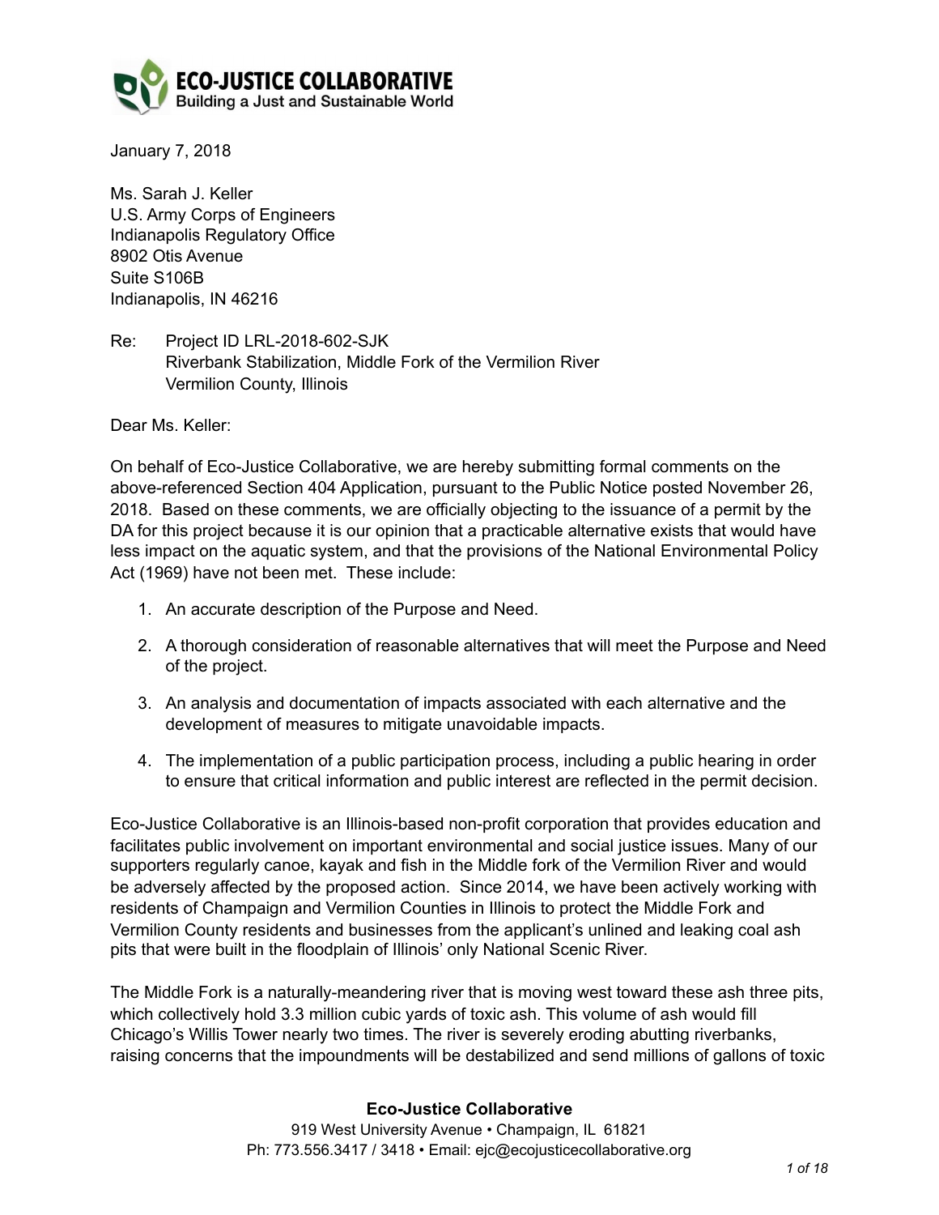**ECO-JUSTICE COLLABORATIVE**
Building a Just and Sustainable World

January 7, 2018

Ms. Sarah J. Keller
U.S. Army Corps of Engineers
Indianapolis Regulatory Office
8902 Otis Avenue
Suite S106B
Indianapolis, IN 46216

Re: Project ID LRL-2018-602-SJK
Riverbank Stabilization, Middle Fork of the Vermilion River
Vermilion County, Illinois

Dear Ms. Keller:

On behalf of Eco-Justice Collaborative, we are hereby submitting formal comments on the above-referenced Section 404 Application, pursuant to the Public Notice posted November 26, 2018. Based on these comments, we are officially objecting to the issuance of a permit by the DA for this project because it is our opinion that a practicable alternative exists that would have less impact on the aquatic system, and that the provisions of the National Environmental Policy Act (1969) have not been met. These include:

1. An accurate description of the Purpose and Need.
2. A thorough consideration of reasonable alternatives that will meet the Purpose and Need of the project.
3. An analysis and documentation of impacts associated with each alternative and the development of measures to mitigate unavoidable impacts.
4. The implementation of a public participation process, including a public hearing in order to ensure that critical information and public interest are reflected in the permit decision.

Eco-Justice Collaborative is an Illinois-based non-profit corporation that provides education and facilitates public involvement on important environmental and social justice issues. Many of our supporters regularly canoe, kayak and fish in the Middle fork of the Vermilion River and would be adversely affected by the proposed action. Since 2014, we have been actively working with residents of Champaign and Vermilion Counties in Illinois to protect the Middle Fork and Vermilion County residents and businesses from the applicant's unlined and leaking coal ash pits that were built in the floodplain of Illinois' only National Scenic River.

The Middle Fork is a naturally-meandering river that is moving west toward these ash three pits, which collectively hold 3.3 million cubic yards of toxic ash. This volume of ash would fill Chicago's Willis Tower nearly two times. The river is severely eroding abutting riverbanks, raising concerns that the impoundments will be destabilized and send millions of gallons of toxic

**Eco-Justice Collaborative**
919 West University Avenue • Champaign, IL 61821
Ph: 773.556.3417 / 3418 • Email: ejc@ecojusticecollaborative.org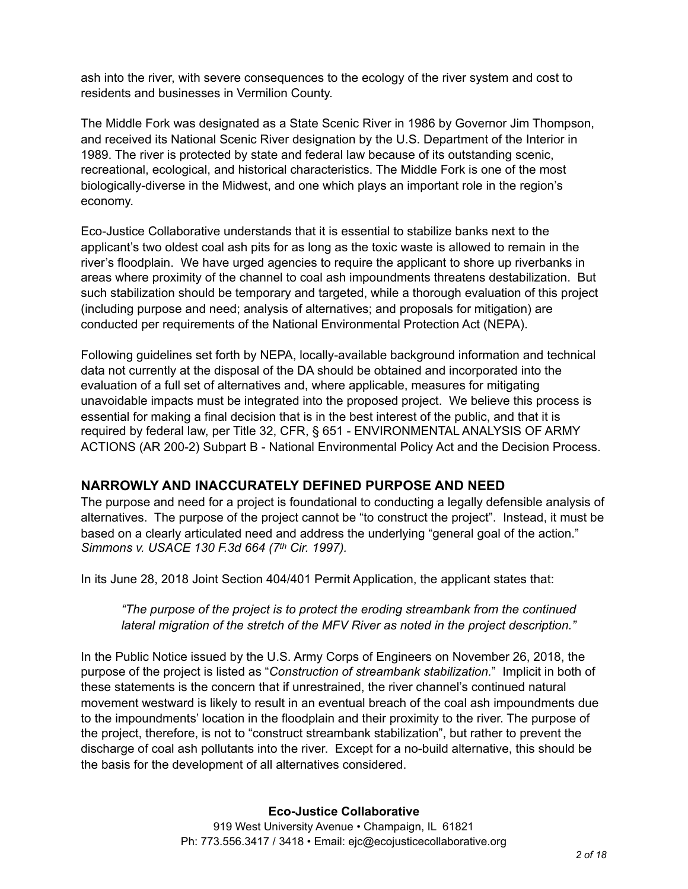ash into the river, with severe consequences to the ecology of the river system and cost to residents and businesses in Vermilion County.

The Middle Fork was designated as a State Scenic River in 1986 by Governor Jim Thompson, and received its National Scenic River designation by the U.S. Department of the Interior in 1989. The river is protected by state and federal law because of its outstanding scenic, recreational, ecological, and historical characteristics. The Middle Fork is one of the most biologically-diverse in the Midwest, and one which plays an important role in the region's economy.

Eco-Justice Collaborative understands that it is essential to stabilize banks next to the applicant's two oldest coal ash pits for as long as the toxic waste is allowed to remain in the river's floodplain. We have urged agencies to require the applicant to shore up riverbanks in areas where proximity of the channel to coal ash impoundments threatens destabilization. But such stabilization should be temporary and targeted, while a thorough evaluation of this project (including purpose and need; analysis of alternatives; and proposals for mitigation) are conducted per requirements of the National Environmental Protection Act (NEPA).

Following guidelines set forth by NEPA, locally-available background information and technical data not currently at the disposal of the DA should be obtained and incorporated into the evaluation of a full set of alternatives and, where applicable, measures for mitigating unavoidable impacts must be integrated into the proposed project. We believe this process is essential for making a final decision that is in the best interest of the public, and that it is required by federal law, per Title 32, CFR, § 651 - ENVIRONMENTAL ANALYSIS OF ARMY ACTIONS (AR 200-2) Subpart B - National Environmental Policy Act and the Decision Process.

## NARROWLY AND INACCURATELY DEFINED PURPOSE AND NEED

The purpose and need for a project is foundational to conducting a legally defensible analysis of alternatives. The purpose of the project cannot be "to construct the project". Instead, it must be based on a clearly articulated need and address the underlying "general goal of the action." *Simmons v. USACE 130 F.3d 664 (7th Cir. 1997).*

In its June 28, 2018 Joint Section 404/401 Permit Application, the applicant states that:

> *"The purpose of the project is to protect the eroding streambank from the continued lateral migration of the stretch of the MFV River as noted in the project description."*

In the Public Notice issued by the U.S. Army Corps of Engineers on November 26, 2018, the purpose of the project is listed as "*Construction of streambank stabilization.*" Implicit in both of these statements is the concern that if unrestrained, the river channel's continued natural movement westward is likely to result in an eventual breach of the coal ash impoundments due to the impoundments' location in the floodplain and their proximity to the river. The purpose of the project, therefore, is not to "construct streambank stabilization", but rather to prevent the discharge of coal ash pollutants into the river. Except for a no-build alternative, this should be the basis for the development of all alternatives considered.

**Eco-Justice Collaborative**
919 West University Avenue • Champaign, IL 61821
Ph: 773.556.3417 / 3418 • Email: ejc@ecojusticecollaborative.org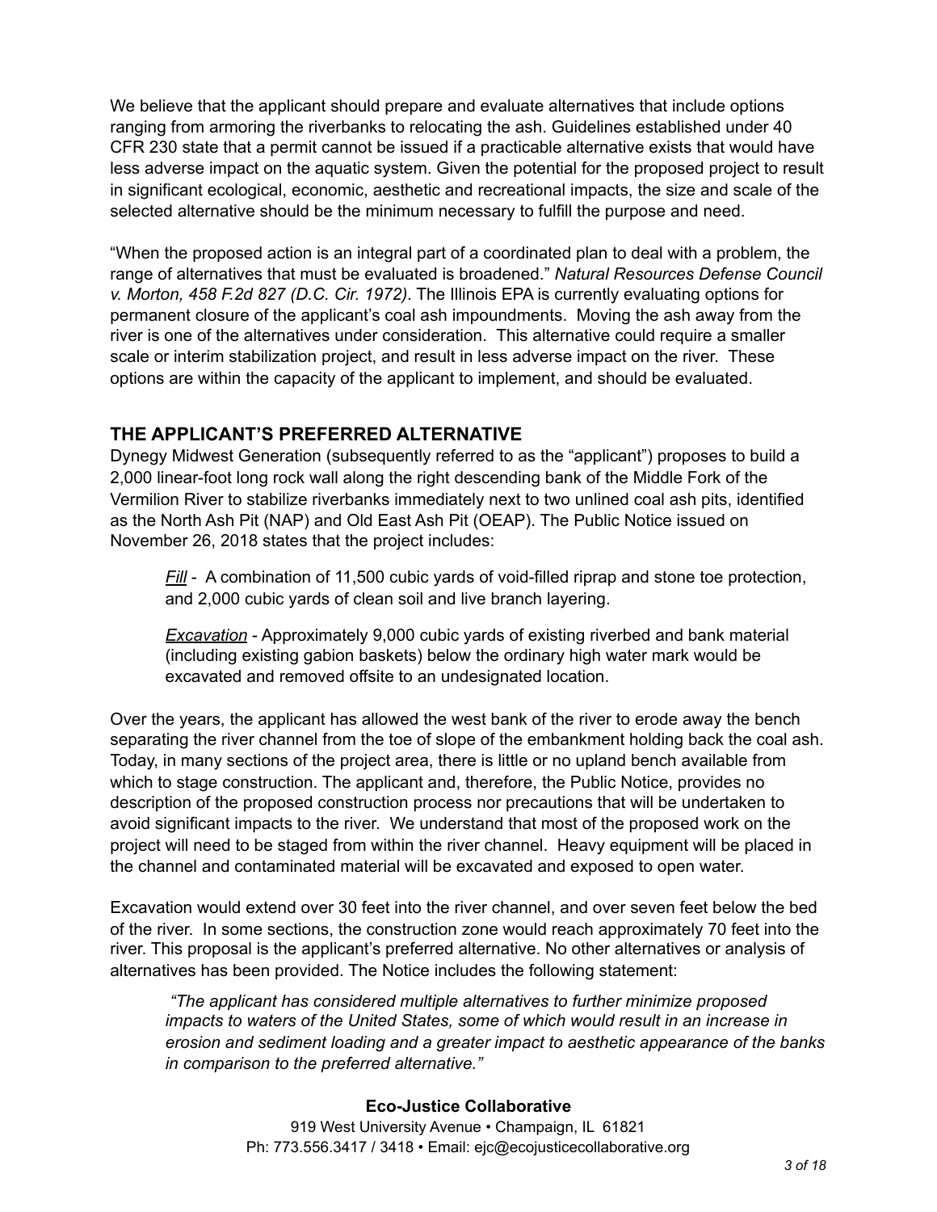We believe that the applicant should prepare and evaluate alternatives that include options ranging from armoring the riverbanks to relocating the ash. Guidelines established under 40 CFR 230 state that a permit cannot be issued if a practicable alternative exists that would have less adverse impact on the aquatic system. Given the potential for the proposed project to result in significant ecological, economic, aesthetic and recreational impacts, the size and scale of the selected alternative should be the minimum necessary to fulfill the purpose and need.

"When the proposed action is an integral part of a coordinated plan to deal with a problem, the range of alternatives that must be evaluated is broadened." *Natural Resources Defense Council v. Morton, 458 F.2d 827 (D.C. Cir. 1972)*. The Illinois EPA is currently evaluating options for permanent closure of the applicant's coal ash impoundments. Moving the ash away from the river is one of the alternatives under consideration. This alternative could require a smaller scale or interim stabilization project, and result in less adverse impact on the river. These options are within the capacity of the applicant to implement, and should be evaluated.

## THE APPLICANT'S PREFERRED ALTERNATIVE

Dynegy Midwest Generation (subsequently referred to as the "applicant") proposes to build a 2,000 linear-foot long rock wall along the right descending bank of the Middle Fork of the Vermilion River to stabilize riverbanks immediately next to two unlined coal ash pits, identified as the North Ash Pit (NAP) and Old East Ash Pit (OEAP). The Public Notice issued on November 26, 2018 states that the project includes:

> *Fill* - A combination of 11,500 cubic yards of void-filled riprap and stone toe protection, and 2,000 cubic yards of clean soil and live branch layering.
>
> *Excavation* - Approximately 9,000 cubic yards of existing riverbed and bank material (including existing gabion baskets) below the ordinary high water mark would be excavated and removed offsite to an undesignated location.

Over the years, the applicant has allowed the west bank of the river to erode away the bench separating the river channel from the toe of slope of the embankment holding back the coal ash. Today, in many sections of the project area, there is little or no upland bench available from which to stage construction. The applicant and, therefore, the Public Notice, provides no description of the proposed construction process nor precautions that will be undertaken to avoid significant impacts to the river. We understand that most of the proposed work on the project will need to be staged from within the river channel. Heavy equipment will be placed in the channel and contaminated material will be excavated and exposed to open water.

Excavation would extend over 30 feet into the river channel, and over seven feet below the bed of the river. In some sections, the construction zone would reach approximately 70 feet into the river. This proposal is the applicant's preferred alternative. No other alternatives or analysis of alternatives has been provided. The Notice includes the following statement:

> *"The applicant has considered multiple alternatives to further minimize proposed impacts to waters of the United States, some of which would result in an increase in erosion and sediment loading and a greater impact to aesthetic appearance of the banks in comparison to the preferred alternative."*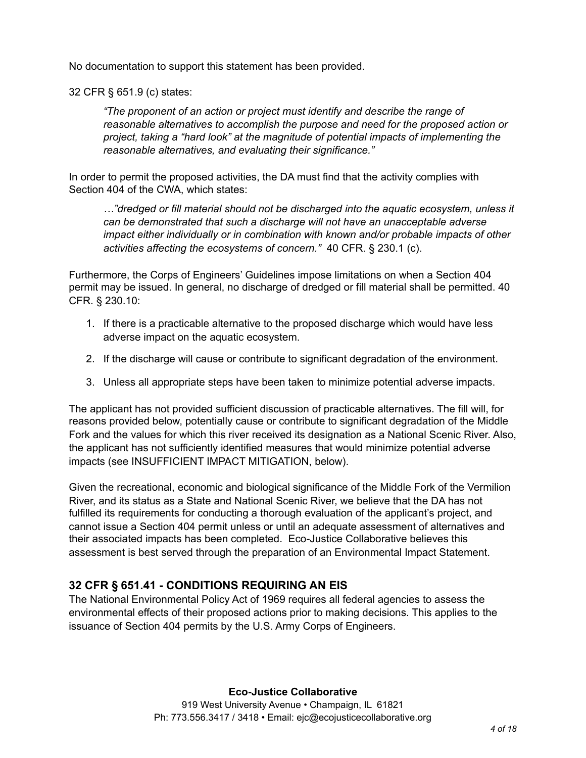No documentation to support this statement has been provided.

32 CFR § 651.9 (c) states:

> *"The proponent of an action or project must identify and describe the range of reasonable alternatives to accomplish the purpose and need for the proposed action or project, taking a "hard look" at the magnitude of potential impacts of implementing the reasonable alternatives, and evaluating their significance."*

In order to permit the proposed activities, the DA must find that the activity complies with Section 404 of the CWA, which states:

> *…"dredged or fill material should not be discharged into the aquatic ecosystem, unless it can be demonstrated that such a discharge will not have an unacceptable adverse impact either individually or in combination with known and/or probable impacts of other activities affecting the ecosystems of concern."* 40 CFR. § 230.1 (c).

Furthermore, the Corps of Engineers' Guidelines impose limitations on when a Section 404 permit may be issued. In general, no discharge of dredged or fill material shall be permitted. 40 CFR. § 230.10:

1. If there is a practicable alternative to the proposed discharge which would have less adverse impact on the aquatic ecosystem.
2. If the discharge will cause or contribute to significant degradation of the environment.
3. Unless all appropriate steps have been taken to minimize potential adverse impacts.

The applicant has not provided sufficient discussion of practicable alternatives. The fill will, for reasons provided below, potentially cause or contribute to significant degradation of the Middle Fork and the values for which this river received its designation as a National Scenic River. Also, the applicant has not sufficiently identified measures that would minimize potential adverse impacts (see INSUFFICIENT IMPACT MITIGATION, below).

Given the recreational, economic and biological significance of the Middle Fork of the Vermilion River, and its status as a State and National Scenic River, we believe that the DA has not fulfilled its requirements for conducting a thorough evaluation of the applicant's project, and cannot issue a Section 404 permit unless or until an adequate assessment of alternatives and their associated impacts has been completed. Eco-Justice Collaborative believes this assessment is best served through the preparation of an Environmental Impact Statement.

## 32 CFR § 651.41 - CONDITIONS REQUIRING AN EIS

The National Environmental Policy Act of 1969 requires all federal agencies to assess the environmental effects of their proposed actions prior to making decisions. This applies to the issuance of Section 404 permits by the U.S. Army Corps of Engineers.

**Eco-Justice Collaborative**
919 West University Avenue • Champaign, IL 61821
Ph: 773.556.3417 / 3418 • Email: ejc@ecojusticecollaborative.org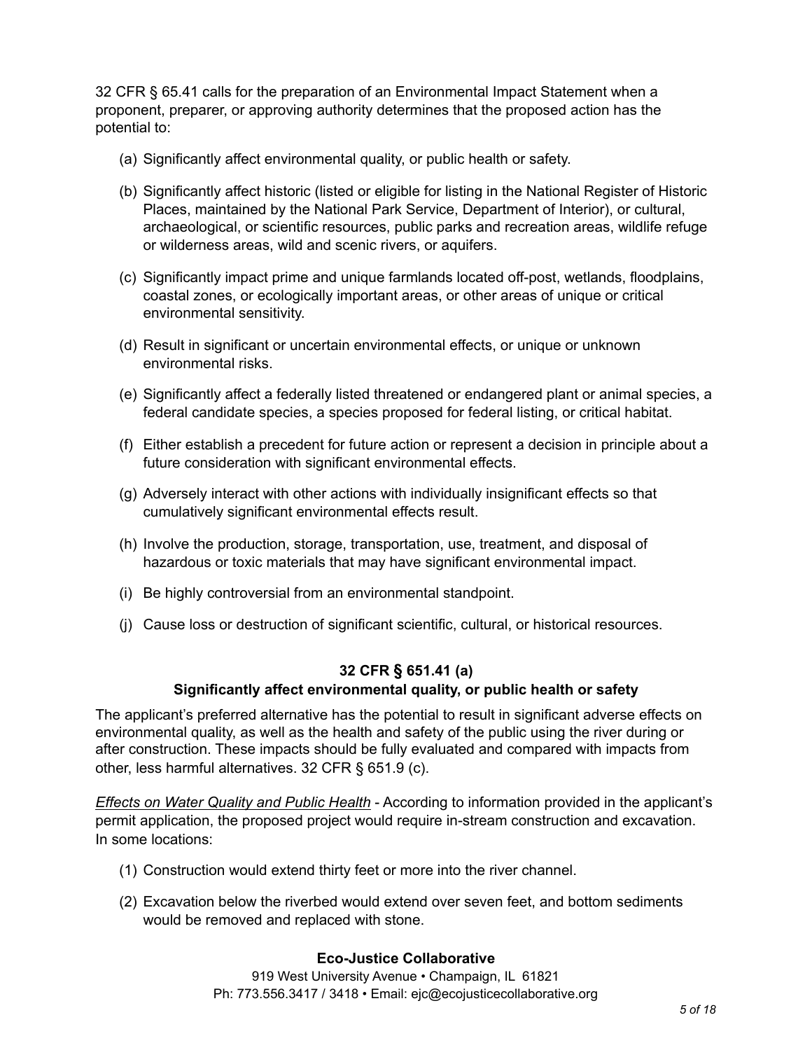32 CFR § 65.41 calls for the preparation of an Environmental Impact Statement when a proponent, preparer, or approving authority determines that the proposed action has the potential to:

(a) Significantly affect environmental quality, or public health or safety.

(b) Significantly affect historic (listed or eligible for listing in the National Register of Historic Places, maintained by the National Park Service, Department of Interior), or cultural, archaeological, or scientific resources, public parks and recreation areas, wildlife refuge or wilderness areas, wild and scenic rivers, or aquifers.

(c) Significantly impact prime and unique farmlands located off-post, wetlands, floodplains, coastal zones, or ecologically important areas, or other areas of unique or critical environmental sensitivity.

(d) Result in significant or uncertain environmental effects, or unique or unknown environmental risks.

(e) Significantly affect a federally listed threatened or endangered plant or animal species, a federal candidate species, a species proposed for federal listing, or critical habitat.

(f) Either establish a precedent for future action or represent a decision in principle about a future consideration with significant environmental effects.

(g) Adversely interact with other actions with individually insignificant effects so that cumulatively significant environmental effects result.

(h) Involve the production, storage, transportation, use, treatment, and disposal of hazardous or toxic materials that may have significant environmental impact.

(i) Be highly controversial from an environmental standpoint.

(j) Cause loss or destruction of significant scientific, cultural, or historical resources.

### 32 CFR § 651.41 (a)
### Significantly affect environmental quality, or public health or safety

The applicant's preferred alternative has the potential to result in significant adverse effects on environmental quality, as well as the health and safety of the public using the river during or after construction. These impacts should be fully evaluated and compared with impacts from other, less harmful alternatives. 32 CFR § 651.9 (c).

*Effects on Water Quality and Public Health* - According to information provided in the applicant's permit application, the proposed project would require in-stream construction and excavation. In some locations:

(1) Construction would extend thirty feet or more into the river channel.

(2) Excavation below the riverbed would extend over seven feet, and bottom sediments would be removed and replaced with stone.

**Eco-Justice Collaborative**

919 West University Avenue • Champaign, IL 61821
Ph: 773.556.3417 / 3418 • Email: ejc@ecojusticecollaborative.org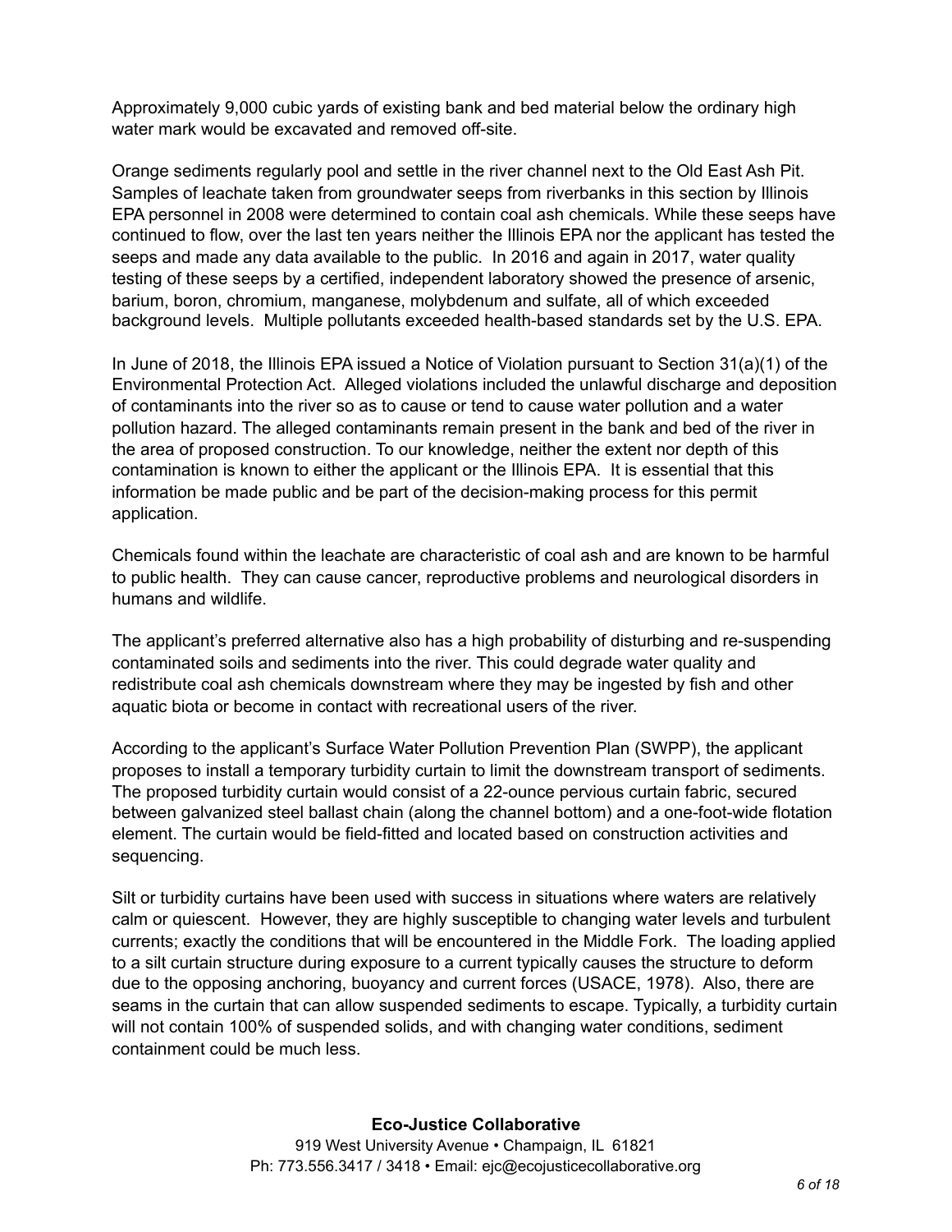Approximately 9,000 cubic yards of existing bank and bed material below the ordinary high water mark would be excavated and removed off-site.

Orange sediments regularly pool and settle in the river channel next to the Old East Ash Pit. Samples of leachate taken from groundwater seeps from riverbanks in this section by Illinois EPA personnel in 2008 were determined to contain coal ash chemicals. While these seeps have continued to flow, over the last ten years neither the Illinois EPA nor the applicant has tested the seeps and made any data available to the public. In 2016 and again in 2017, water quality testing of these seeps by a certified, independent laboratory showed the presence of arsenic, barium, boron, chromium, manganese, molybdenum and sulfate, all of which exceeded background levels. Multiple pollutants exceeded health-based standards set by the U.S. EPA.

In June of 2018, the Illinois EPA issued a Notice of Violation pursuant to Section 31(a)(1) of the Environmental Protection Act. Alleged violations included the unlawful discharge and deposition of contaminants into the river so as to cause or tend to cause water pollution and a water pollution hazard. The alleged contaminants remain present in the bank and bed of the river in the area of proposed construction. To our knowledge, neither the extent nor depth of this contamination is known to either the applicant or the Illinois EPA. It is essential that this information be made public and be part of the decision-making process for this permit application.

Chemicals found within the leachate are characteristic of coal ash and are known to be harmful to public health. They can cause cancer, reproductive problems and neurological disorders in humans and wildlife.

The applicant's preferred alternative also has a high probability of disturbing and re-suspending contaminated soils and sediments into the river. This could degrade water quality and redistribute coal ash chemicals downstream where they may be ingested by fish and other aquatic biota or become in contact with recreational users of the river.

According to the applicant's Surface Water Pollution Prevention Plan (SWPP), the applicant proposes to install a temporary turbidity curtain to limit the downstream transport of sediments. The proposed turbidity curtain would consist of a 22-ounce pervious curtain fabric, secured between galvanized steel ballast chain (along the channel bottom) and a one-foot-wide flotation element. The curtain would be field-fitted and located based on construction activities and sequencing.

Silt or turbidity curtains have been used with success in situations where waters are relatively calm or quiescent. However, they are highly susceptible to changing water levels and turbulent currents; exactly the conditions that will be encountered in the Middle Fork. The loading applied to a silt curtain structure during exposure to a current typically causes the structure to deform due to the opposing anchoring, buoyancy and current forces (USACE, 1978). Also, there are seams in the curtain that can allow suspended sediments to escape. Typically, a turbidity curtain will not contain 100% of suspended solids, and with changing water conditions, sediment containment could be much less.

**Eco-Justice Collaborative**
919 West University Avenue • Champaign, IL 61821
Ph: 773.556.3417 / 3418 • Email: ejc@ecojusticecollaborative.org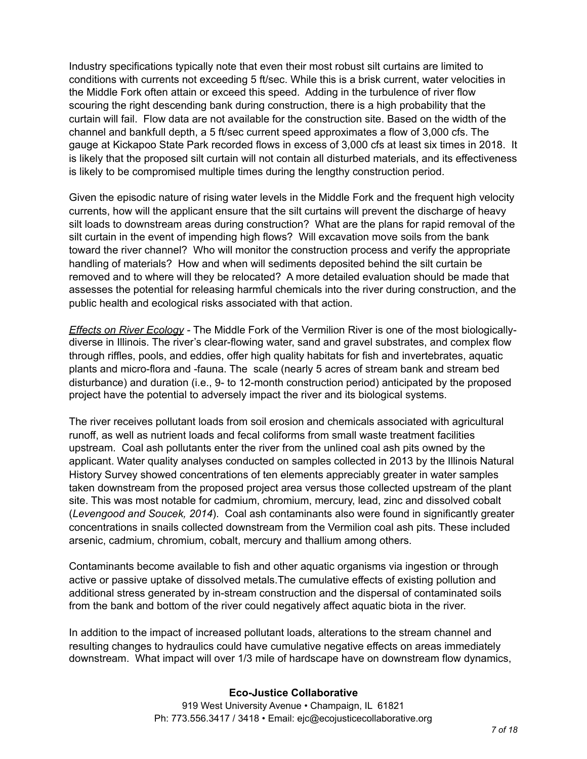Industry specifications typically note that even their most robust silt curtains are limited to conditions with currents not exceeding 5 ft/sec. While this is a brisk current, water velocities in the Middle Fork often attain or exceed this speed. Adding in the turbulence of river flow scouring the right descending bank during construction, there is a high probability that the curtain will fail. Flow data are not available for the construction site. Based on the width of the channel and bankfull depth, a 5 ft/sec current speed approximates a flow of 3,000 cfs. The gauge at Kickapoo State Park recorded flows in excess of 3,000 cfs at least six times in 2018. It is likely that the proposed silt curtain will not contain all disturbed materials, and its effectiveness is likely to be compromised multiple times during the lengthy construction period.

Given the episodic nature of rising water levels in the Middle Fork and the frequent high velocity currents, how will the applicant ensure that the silt curtains will prevent the discharge of heavy silt loads to downstream areas during construction? What are the plans for rapid removal of the silt curtain in the event of impending high flows? Will excavation move soils from the bank toward the river channel? Who will monitor the construction process and verify the appropriate handling of materials? How and when will sediments deposited behind the silt curtain be removed and to where will they be relocated? A more detailed evaluation should be made that assesses the potential for releasing harmful chemicals into the river during construction, and the public health and ecological risks associated with that action.

*Effects on River Ecology* - The Middle Fork of the Vermilion River is one of the most biologically-diverse in Illinois. The river's clear-flowing water, sand and gravel substrates, and complex flow through riffles, pools, and eddies, offer high quality habitats for fish and invertebrates, aquatic plants and micro-flora and -fauna. The scale (nearly 5 acres of stream bank and stream bed disturbance) and duration (i.e., 9- to 12-month construction period) anticipated by the proposed project have the potential to adversely impact the river and its biological systems.

The river receives pollutant loads from soil erosion and chemicals associated with agricultural runoff, as well as nutrient loads and fecal coliforms from small waste treatment facilities upstream. Coal ash pollutants enter the river from the unlined coal ash pits owned by the applicant. Water quality analyses conducted on samples collected in 2013 by the Illinois Natural History Survey showed concentrations of ten elements appreciably greater in water samples taken downstream from the proposed project area versus those collected upstream of the plant site. This was most notable for cadmium, chromium, mercury, lead, zinc and dissolved cobalt (*Levengood and Soucek, 2014*). Coal ash contaminants also were found in significantly greater concentrations in snails collected downstream from the Vermilion coal ash pits. These included arsenic, cadmium, chromium, cobalt, mercury and thallium among others.

Contaminants become available to fish and other aquatic organisms via ingestion or through active or passive uptake of dissolved metals.The cumulative effects of existing pollution and additional stress generated by in-stream construction and the dispersal of contaminated soils from the bank and bottom of the river could negatively affect aquatic biota in the river.

In addition to the impact of increased pollutant loads, alterations to the stream channel and resulting changes to hydraulics could have cumulative negative effects on areas immediately downstream. What impact will over 1/3 mile of hardscape have on downstream flow dynamics,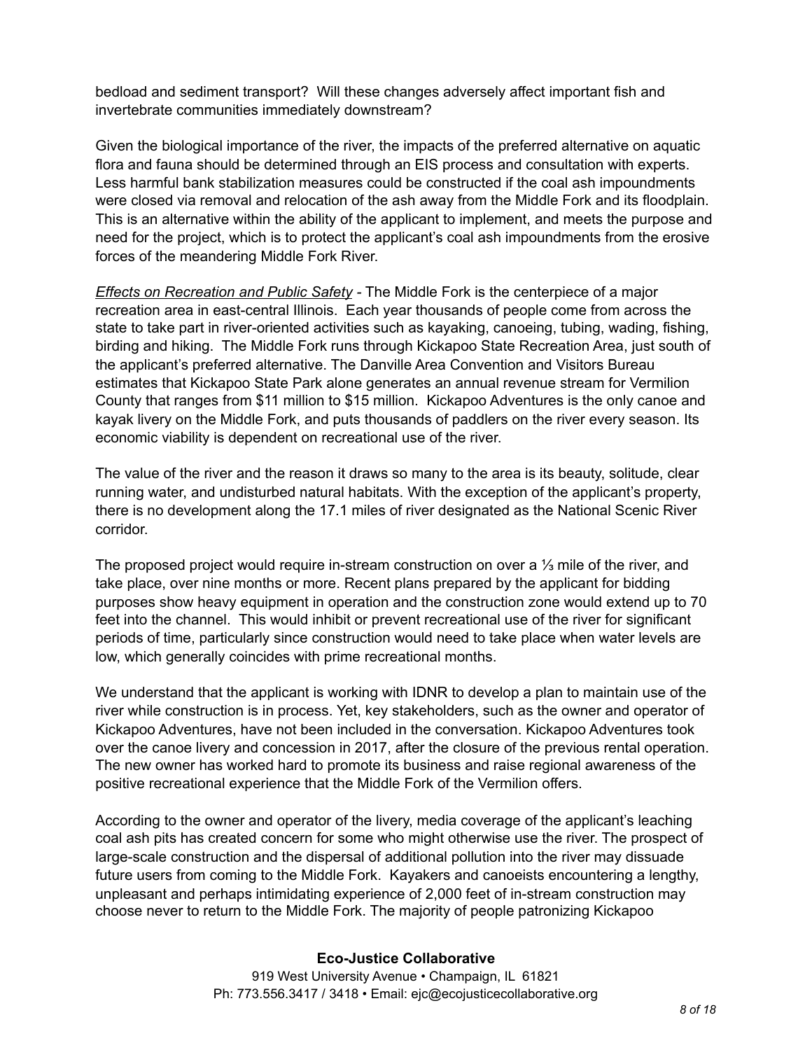bedload and sediment transport? Will these changes adversely affect important fish and invertebrate communities immediately downstream?

Given the biological importance of the river, the impacts of the preferred alternative on aquatic flora and fauna should be determined through an EIS process and consultation with experts. Less harmful bank stabilization measures could be constructed if the coal ash impoundments were closed via removal and relocation of the ash away from the Middle Fork and its floodplain. This is an alternative within the ability of the applicant to implement, and meets the purpose and need for the project, which is to protect the applicant's coal ash impoundments from the erosive forces of the meandering Middle Fork River.

*Effects on Recreation and Public Safety* - The Middle Fork is the centerpiece of a major recreation area in east-central Illinois. Each year thousands of people come from across the state to take part in river-oriented activities such as kayaking, canoeing, tubing, wading, fishing, birding and hiking. The Middle Fork runs through Kickapoo State Recreation Area, just south of the applicant's preferred alternative. The Danville Area Convention and Visitors Bureau estimates that Kickapoo State Park alone generates an annual revenue stream for Vermilion County that ranges from \$11 million to \$15 million. Kickapoo Adventures is the only canoe and kayak livery on the Middle Fork, and puts thousands of paddlers on the river every season. Its economic viability is dependent on recreational use of the river.

The value of the river and the reason it draws so many to the area is its beauty, solitude, clear running water, and undisturbed natural habitats. With the exception of the applicant's property, there is no development along the 17.1 miles of river designated as the National Scenic River corridor.

The proposed project would require in-stream construction on over a ⅓ mile of the river, and take place, over nine months or more. Recent plans prepared by the applicant for bidding purposes show heavy equipment in operation and the construction zone would extend up to 70 feet into the channel. This would inhibit or prevent recreational use of the river for significant periods of time, particularly since construction would need to take place when water levels are low, which generally coincides with prime recreational months.

We understand that the applicant is working with IDNR to develop a plan to maintain use of the river while construction is in process. Yet, key stakeholders, such as the owner and operator of Kickapoo Adventures, have not been included in the conversation. Kickapoo Adventures took over the canoe livery and concession in 2017, after the closure of the previous rental operation. The new owner has worked hard to promote its business and raise regional awareness of the positive recreational experience that the Middle Fork of the Vermilion offers.

According to the owner and operator of the livery, media coverage of the applicant's leaching coal ash pits has created concern for some who might otherwise use the river. The prospect of large-scale construction and the dispersal of additional pollution into the river may dissuade future users from coming to the Middle Fork. Kayakers and canoeists encountering a lengthy, unpleasant and perhaps intimidating experience of 2,000 feet of in-stream construction may choose never to return to the Middle Fork. The majority of people patronizing Kickapoo

**Eco-Justice Collaborative**
919 West University Avenue • Champaign, IL 61821
Ph: 773.556.3417 / 3418 • Email: ejc@ecojusticecollaborative.org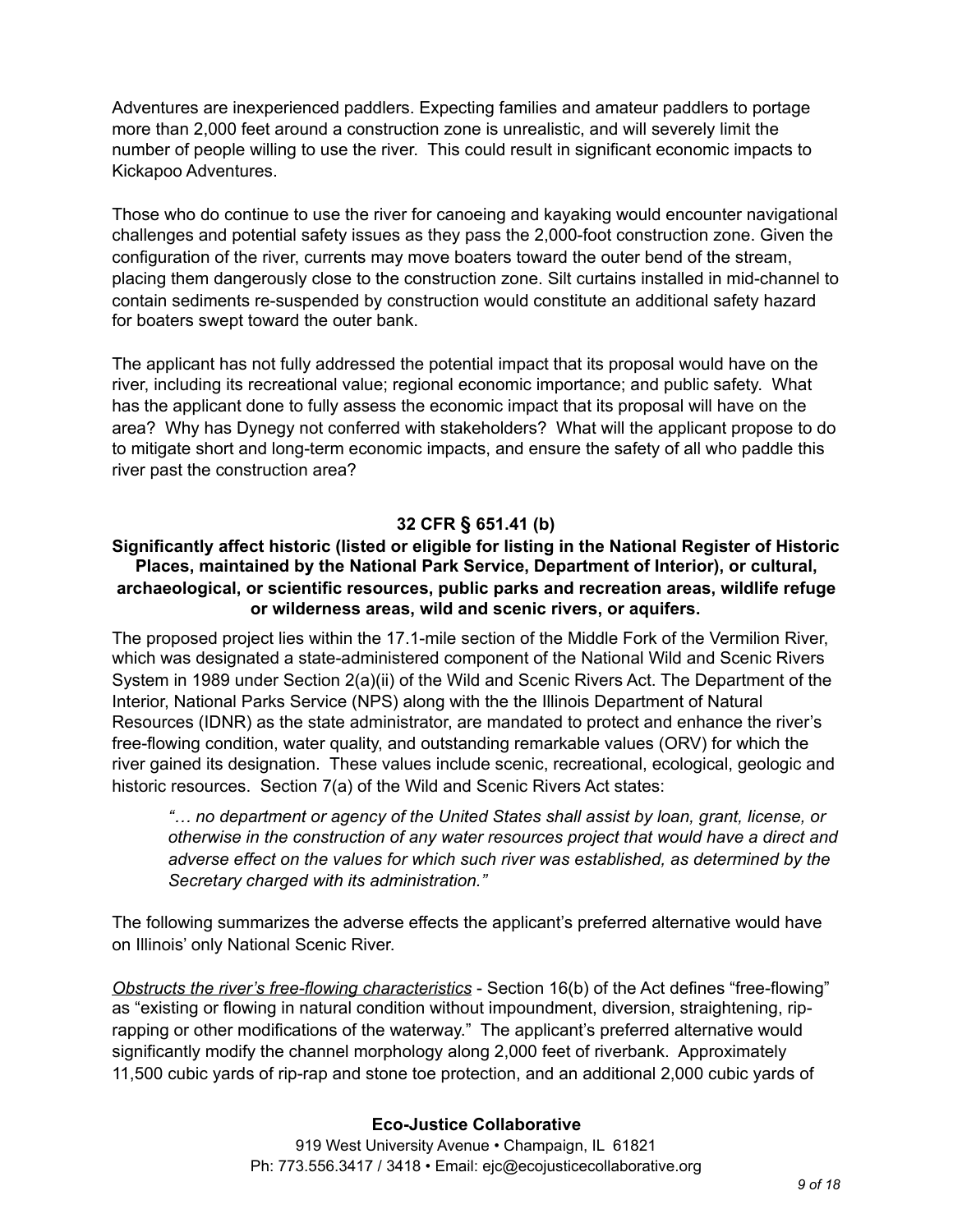Adventures are inexperienced paddlers. Expecting families and amateur paddlers to portage more than 2,000 feet around a construction zone is unrealistic, and will severely limit the number of people willing to use the river. This could result in significant economic impacts to Kickapoo Adventures.

Those who do continue to use the river for canoeing and kayaking would encounter navigational challenges and potential safety issues as they pass the 2,000-foot construction zone. Given the configuration of the river, currents may move boaters toward the outer bend of the stream, placing them dangerously close to the construction zone. Silt curtains installed in mid-channel to contain sediments re-suspended by construction would constitute an additional safety hazard for boaters swept toward the outer bank.

The applicant has not fully addressed the potential impact that its proposal would have on the river, including its recreational value; regional economic importance; and public safety. What has the applicant done to fully assess the economic impact that its proposal will have on the area? Why has Dynegy not conferred with stakeholders? What will the applicant propose to do to mitigate short and long-term economic impacts, and ensure the safety of all who paddle this river past the construction area?

### 32 CFR § 651.41 (b)

**Significantly affect historic (listed or eligible for listing in the National Register of Historic Places, maintained by the National Park Service, Department of Interior), or cultural, archaeological, or scientific resources, public parks and recreation areas, wildlife refuge or wilderness areas, wild and scenic rivers, or aquifers.**

The proposed project lies within the 17.1-mile section of the Middle Fork of the Vermilion River, which was designated a state-administered component of the National Wild and Scenic Rivers System in 1989 under Section 2(a)(ii) of the Wild and Scenic Rivers Act. The Department of the Interior, National Parks Service (NPS) along with the the Illinois Department of Natural Resources (IDNR) as the state administrator, are mandated to protect and enhance the river's free-flowing condition, water quality, and outstanding remarkable values (ORV) for which the river gained its designation. These values include scenic, recreational, ecological, geologic and historic resources. Section 7(a) of the Wild and Scenic Rivers Act states:

> *"… no department or agency of the United States shall assist by loan, grant, license, or otherwise in the construction of any water resources project that would have a direct and adverse effect on the values for which such river was established, as determined by the Secretary charged with its administration."*

The following summarizes the adverse effects the applicant's preferred alternative would have on Illinois' only National Scenic River.

*Obstructs the river's free-flowing characteristics* - Section 16(b) of the Act defines "free-flowing" as "existing or flowing in natural condition without impoundment, diversion, straightening, rip-rapping or other modifications of the waterway." The applicant's preferred alternative would significantly modify the channel morphology along 2,000 feet of riverbank. Approximately 11,500 cubic yards of rip-rap and stone toe protection, and an additional 2,000 cubic yards of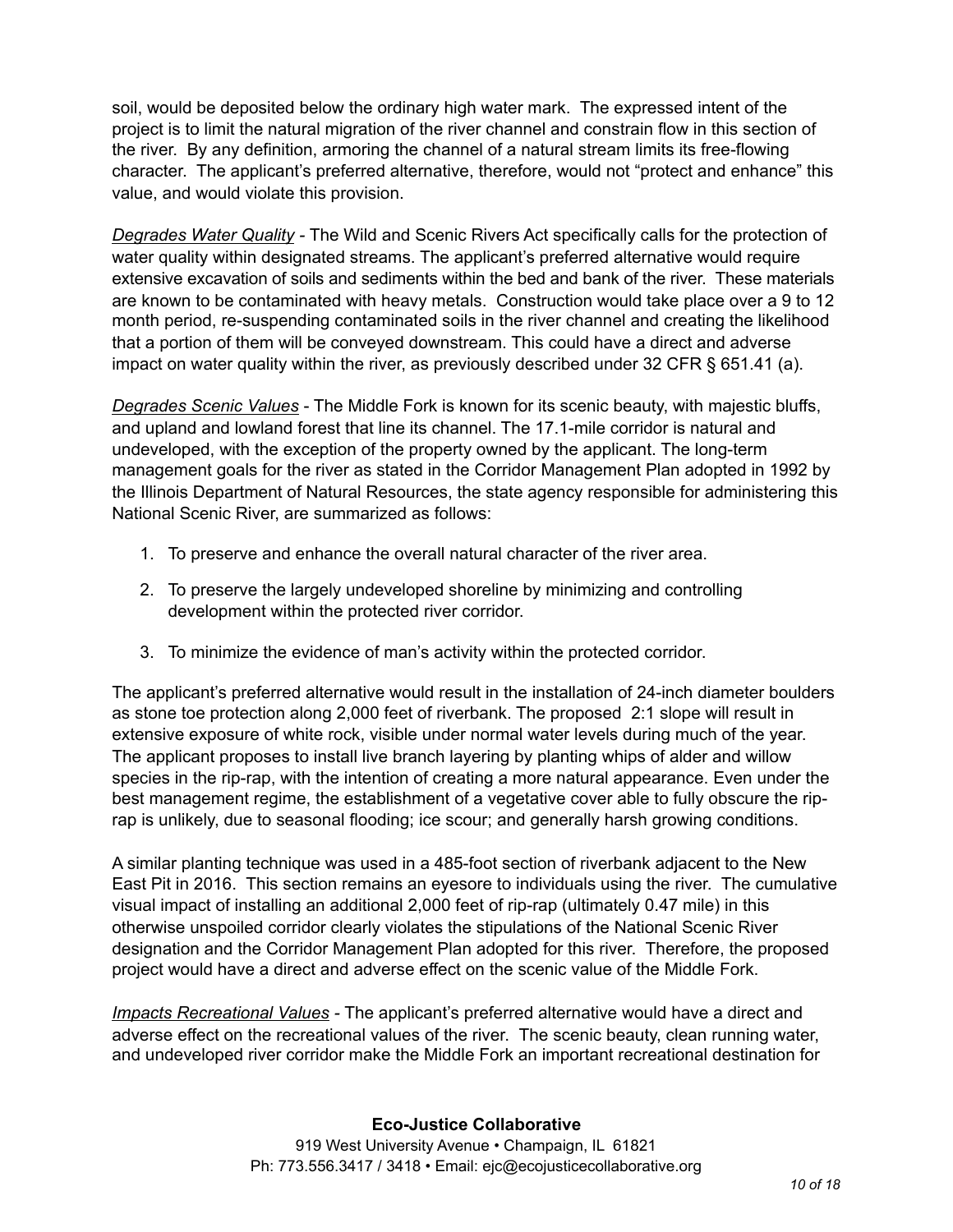soil, would be deposited below the ordinary high water mark. The expressed intent of the project is to limit the natural migration of the river channel and constrain flow in this section of the river. By any definition, armoring the channel of a natural stream limits its free-flowing character. The applicant's preferred alternative, therefore, would not "protect and enhance" this value, and would violate this provision.

*Degrades Water Quality* - The Wild and Scenic Rivers Act specifically calls for the protection of water quality within designated streams. The applicant's preferred alternative would require extensive excavation of soils and sediments within the bed and bank of the river. These materials are known to be contaminated with heavy metals. Construction would take place over a 9 to 12 month period, re-suspending contaminated soils in the river channel and creating the likelihood that a portion of them will be conveyed downstream. This could have a direct and adverse impact on water quality within the river, as previously described under 32 CFR § 651.41 (a).

*Degrades Scenic Values* - The Middle Fork is known for its scenic beauty, with majestic bluffs, and upland and lowland forest that line its channel. The 17.1-mile corridor is natural and undeveloped, with the exception of the property owned by the applicant. The long-term management goals for the river as stated in the Corridor Management Plan adopted in 1992 by the Illinois Department of Natural Resources, the state agency responsible for administering this National Scenic River, are summarized as follows:

1. To preserve and enhance the overall natural character of the river area.
2. To preserve the largely undeveloped shoreline by minimizing and controlling development within the protected river corridor.
3. To minimize the evidence of man's activity within the protected corridor.

The applicant's preferred alternative would result in the installation of 24-inch diameter boulders as stone toe protection along 2,000 feet of riverbank. The proposed 2:1 slope will result in extensive exposure of white rock, visible under normal water levels during much of the year. The applicant proposes to install live branch layering by planting whips of alder and willow species in the rip-rap, with the intention of creating a more natural appearance. Even under the best management regime, the establishment of a vegetative cover able to fully obscure the rip-rap is unlikely, due to seasonal flooding; ice scour; and generally harsh growing conditions.

A similar planting technique was used in a 485-foot section of riverbank adjacent to the New East Pit in 2016. This section remains an eyesore to individuals using the river. The cumulative visual impact of installing an additional 2,000 feet of rip-rap (ultimately 0.47 mile) in this otherwise unspoiled corridor clearly violates the stipulations of the National Scenic River designation and the Corridor Management Plan adopted for this river. Therefore, the proposed project would have a direct and adverse effect on the scenic value of the Middle Fork.

*Impacts Recreational Values* - The applicant's preferred alternative would have a direct and adverse effect on the recreational values of the river. The scenic beauty, clean running water, and undeveloped river corridor make the Middle Fork an important recreational destination for

**Eco-Justice Collaborative**
919 West University Avenue • Champaign, IL 61821
Ph: 773.556.3417 / 3418 • Email: ejc@ecojusticecollaborative.org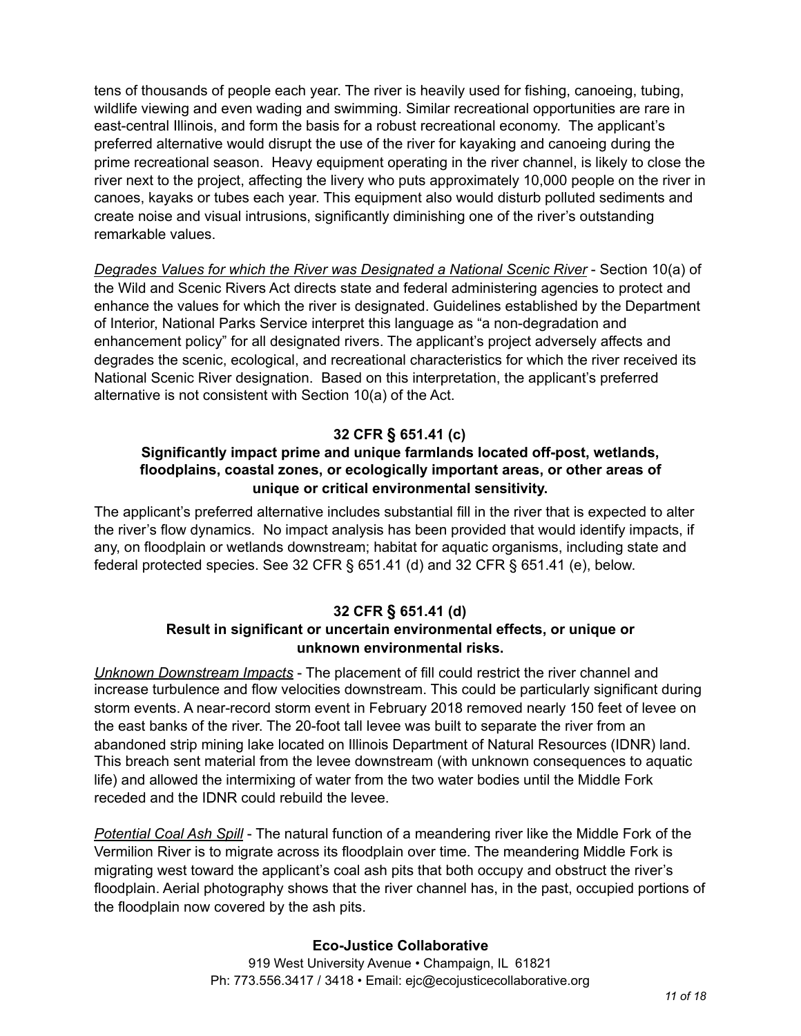tens of thousands of people each year. The river is heavily used for fishing, canoeing, tubing, wildlife viewing and even wading and swimming. Similar recreational opportunities are rare in east-central Illinois, and form the basis for a robust recreational economy. The applicant's preferred alternative would disrupt the use of the river for kayaking and canoeing during the prime recreational season. Heavy equipment operating in the river channel, is likely to close the river next to the project, affecting the livery who puts approximately 10,000 people on the river in canoes, kayaks or tubes each year. This equipment also would disturb polluted sediments and create noise and visual intrusions, significantly diminishing one of the river's outstanding remarkable values.

*Degrades Values for which the River was Designated a National Scenic River* - Section 10(a) of the Wild and Scenic Rivers Act directs state and federal administering agencies to protect and enhance the values for which the river is designated. Guidelines established by the Department of Interior, National Parks Service interpret this language as "a non-degradation and enhancement policy" for all designated rivers. The applicant's project adversely affects and degrades the scenic, ecological, and recreational characteristics for which the river received its National Scenic River designation. Based on this interpretation, the applicant's preferred alternative is not consistent with Section 10(a) of the Act.

**32 CFR § 651.41 (c)**
**Significantly impact prime and unique farmlands located off-post, wetlands, floodplains, coastal zones, or ecologically important areas, or other areas of unique or critical environmental sensitivity.**

The applicant's preferred alternative includes substantial fill in the river that is expected to alter the river's flow dynamics. No impact analysis has been provided that would identify impacts, if any, on floodplain or wetlands downstream; habitat for aquatic organisms, including state and federal protected species. See 32 CFR § 651.41 (d) and 32 CFR § 651.41 (e), below.

**32 CFR § 651.41 (d)**
**Result in significant or uncertain environmental effects, or unique or unknown environmental risks.**

*Unknown Downstream Impacts* - The placement of fill could restrict the river channel and increase turbulence and flow velocities downstream. This could be particularly significant during storm events. A near-record storm event in February 2018 removed nearly 150 feet of levee on the east banks of the river. The 20-foot tall levee was built to separate the river from an abandoned strip mining lake located on Illinois Department of Natural Resources (IDNR) land. This breach sent material from the levee downstream (with unknown consequences to aquatic life) and allowed the intermixing of water from the two water bodies until the Middle Fork receded and the IDNR could rebuild the levee.

*Potential Coal Ash Spill* - The natural function of a meandering river like the Middle Fork of the Vermilion River is to migrate across its floodplain over time. The meandering Middle Fork is migrating west toward the applicant's coal ash pits that both occupy and obstruct the river's floodplain. Aerial photography shows that the river channel has, in the past, occupied portions of the floodplain now covered by the ash pits.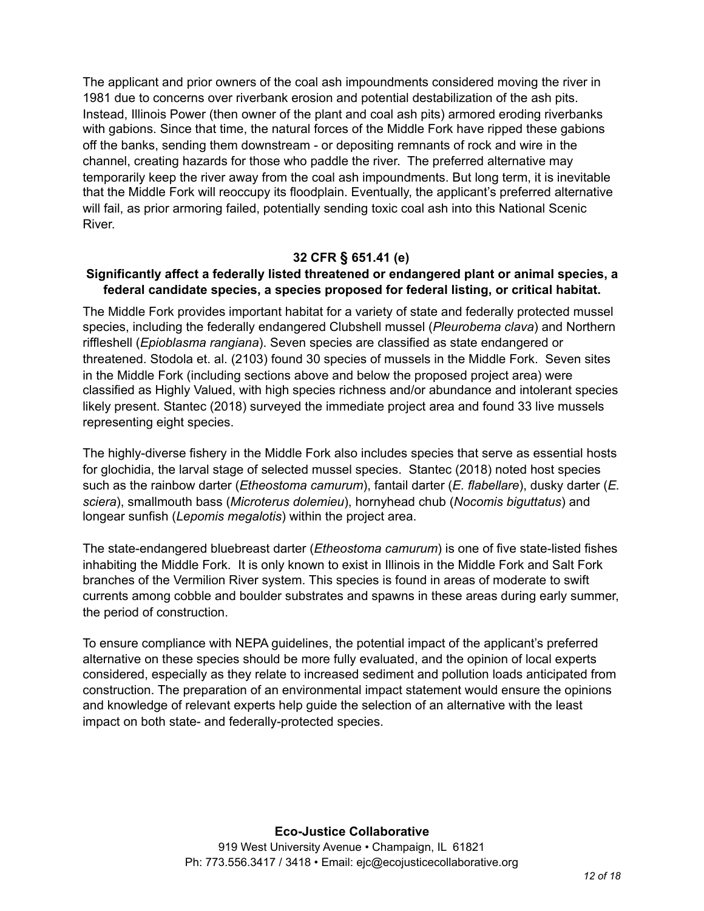The applicant and prior owners of the coal ash impoundments considered moving the river in 1981 due to concerns over riverbank erosion and potential destabilization of the ash pits. Instead, Illinois Power (then owner of the plant and coal ash pits) armored eroding riverbanks with gabions. Since that time, the natural forces of the Middle Fork have ripped these gabions off the banks, sending them downstream - or depositing remnants of rock and wire in the channel, creating hazards for those who paddle the river. The preferred alternative may temporarily keep the river away from the coal ash impoundments. But long term, it is inevitable that the Middle Fork will reoccupy its floodplain. Eventually, the applicant's preferred alternative will fail, as prior armoring failed, potentially sending toxic coal ash into this National Scenic River.

### 32 CFR § 651.41 (e)

**Significantly affect a federally listed threatened or endangered plant or animal species, a federal candidate species, a species proposed for federal listing, or critical habitat.**

The Middle Fork provides important habitat for a variety of state and federally protected mussel species, including the federally endangered Clubshell mussel (*Pleurobema clava*) and Northern riffleshell (*Epioblasma rangiana*). Seven species are classified as state endangered or threatened. Stodola et. al. (2103) found 30 species of mussels in the Middle Fork. Seven sites in the Middle Fork (including sections above and below the proposed project area) were classified as Highly Valued, with high species richness and/or abundance and intolerant species likely present. Stantec (2018) surveyed the immediate project area and found 33 live mussels representing eight species.

The highly-diverse fishery in the Middle Fork also includes species that serve as essential hosts for glochidia, the larval stage of selected mussel species. Stantec (2018) noted host species such as the rainbow darter (*Etheostoma camurum*), fantail darter (*E. flabellare*), dusky darter (*E. sciera*), smallmouth bass (*Microterus dolemieu*), hornyhead chub (*Nocomis biguttatus*) and longear sunfish (*Lepomis megalotis*) within the project area.

The state-endangered bluebreast darter (*Etheostoma camurum*) is one of five state-listed fishes inhabiting the Middle Fork. It is only known to exist in Illinois in the Middle Fork and Salt Fork branches of the Vermilion River system. This species is found in areas of moderate to swift currents among cobble and boulder substrates and spawns in these areas during early summer, the period of construction.

To ensure compliance with NEPA guidelines, the potential impact of the applicant's preferred alternative on these species should be more fully evaluated, and the opinion of local experts considered, especially as they relate to increased sediment and pollution loads anticipated from construction. The preparation of an environmental impact statement would ensure the opinions and knowledge of relevant experts help guide the selection of an alternative with the least impact on both state- and federally-protected species.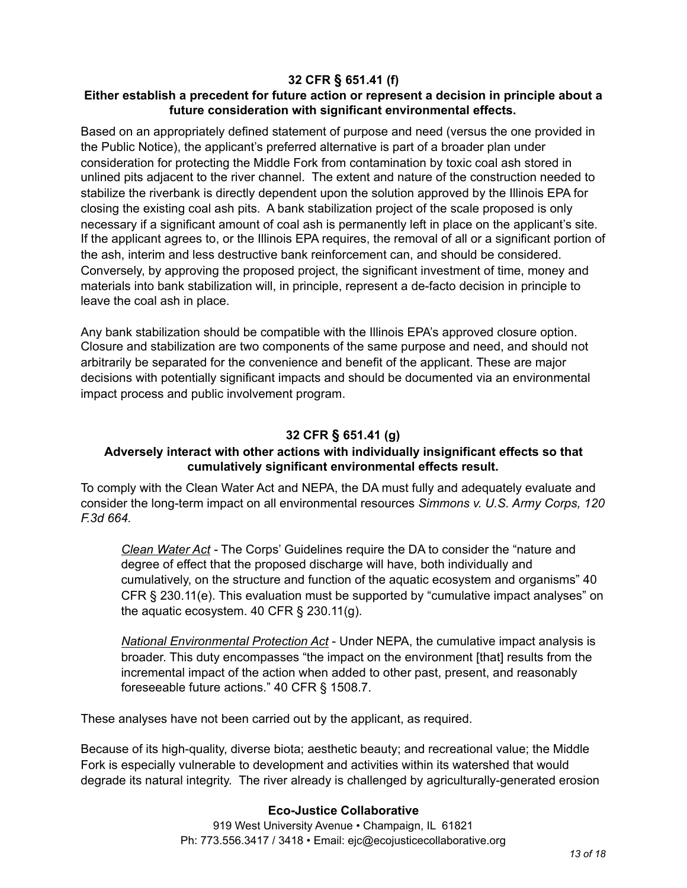### 32 CFR § 651.41 (f)

**Either establish a precedent for future action or represent a decision in principle about a future consideration with significant environmental effects.**

Based on an appropriately defined statement of purpose and need (versus the one provided in the Public Notice), the applicant's preferred alternative is part of a broader plan under consideration for protecting the Middle Fork from contamination by toxic coal ash stored in unlined pits adjacent to the river channel. The extent and nature of the construction needed to stabilize the riverbank is directly dependent upon the solution approved by the Illinois EPA for closing the existing coal ash pits. A bank stabilization project of the scale proposed is only necessary if a significant amount of coal ash is permanently left in place on the applicant's site. If the applicant agrees to, or the Illinois EPA requires, the removal of all or a significant portion of the ash, interim and less destructive bank reinforcement can, and should be considered. Conversely, by approving the proposed project, the significant investment of time, money and materials into bank stabilization will, in principle, represent a de-facto decision in principle to leave the coal ash in place.

Any bank stabilization should be compatible with the Illinois EPA's approved closure option. Closure and stabilization are two components of the same purpose and need, and should not arbitrarily be separated for the convenience and benefit of the applicant. These are major decisions with potentially significant impacts and should be documented via an environmental impact process and public involvement program.

### 32 CFR § 651.41 (g)

**Adversely interact with other actions with individually insignificant effects so that cumulatively significant environmental effects result.**

To comply with the Clean Water Act and NEPA, the DA must fully and adequately evaluate and consider the long-term impact on all environmental resources *Simmons v. U.S. Army Corps, 120 F.3d 664.*

> Clean Water Act - The Corps' Guidelines require the DA to consider the "nature and degree of effect that the proposed discharge will have, both individually and cumulatively, on the structure and function of the aquatic ecosystem and organisms" 40 CFR § 230.11(e). This evaluation must be supported by "cumulative impact analyses" on the aquatic ecosystem. 40 CFR § 230.11(g).
>
> National Environmental Protection Act - Under NEPA, the cumulative impact analysis is broader. This duty encompasses "the impact on the environment [that] results from the incremental impact of the action when added to other past, present, and reasonably foreseeable future actions." 40 CFR § 1508.7.

These analyses have not been carried out by the applicant, as required.

Because of its high-quality, diverse biota; aesthetic beauty; and recreational value; the Middle Fork is especially vulnerable to development and activities within its watershed that would degrade its natural integrity. The river already is challenged by agriculturally-generated erosion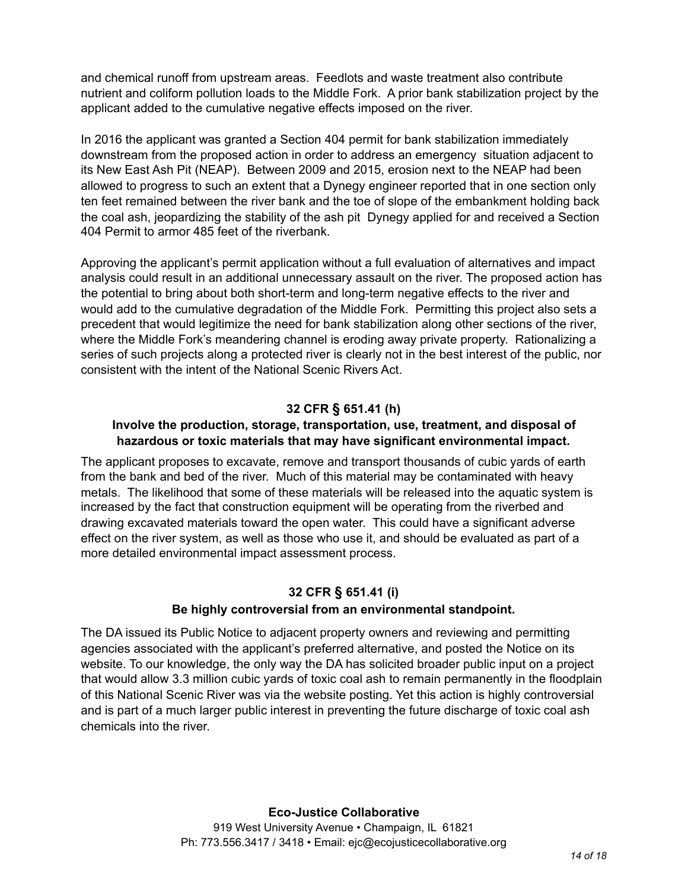and chemical runoff from upstream areas. Feedlots and waste treatment also contribute nutrient and coliform pollution loads to the Middle Fork. A prior bank stabilization project by the applicant added to the cumulative negative effects imposed on the river.

In 2016 the applicant was granted a Section 404 permit for bank stabilization immediately downstream from the proposed action in order to address an emergency situation adjacent to its New East Ash Pit (NEAP). Between 2009 and 2015, erosion next to the NEAP had been allowed to progress to such an extent that a Dynegy engineer reported that in one section only ten feet remained between the river bank and the toe of slope of the embankment holding back the coal ash, jeopardizing the stability of the ash pit Dynegy applied for and received a Section 404 Permit to armor 485 feet of the riverbank.

Approving the applicant's permit application without a full evaluation of alternatives and impact analysis could result in an additional unnecessary assault on the river. The proposed action has the potential to bring about both short-term and long-term negative effects to the river and would add to the cumulative degradation of the Middle Fork. Permitting this project also sets a precedent that would legitimize the need for bank stabilization along other sections of the river, where the Middle Fork's meandering channel is eroding away private property. Rationalizing a series of such projects along a protected river is clearly not in the best interest of the public, nor consistent with the intent of the National Scenic Rivers Act.

### 32 CFR § 651.41 (h)

### Involve the production, storage, transportation, use, treatment, and disposal of hazardous or toxic materials that may have significant environmental impact.

The applicant proposes to excavate, remove and transport thousands of cubic yards of earth from the bank and bed of the river. Much of this material may be contaminated with heavy metals. The likelihood that some of these materials will be released into the aquatic system is increased by the fact that construction equipment will be operating from the riverbed and drawing excavated materials toward the open water. This could have a significant adverse effect on the river system, as well as those who use it, and should be evaluated as part of a more detailed environmental impact assessment process.

### 32 CFR § 651.41 (i)

### Be highly controversial from an environmental standpoint.

The DA issued its Public Notice to adjacent property owners and reviewing and permitting agencies associated with the applicant's preferred alternative, and posted the Notice on its website. To our knowledge, the only way the DA has solicited broader public input on a project that would allow 3.3 million cubic yards of toxic coal ash to remain permanently in the floodplain of this National Scenic River was via the website posting. Yet this action is highly controversial and is part of a much larger public interest in preventing the future discharge of toxic coal ash chemicals into the river.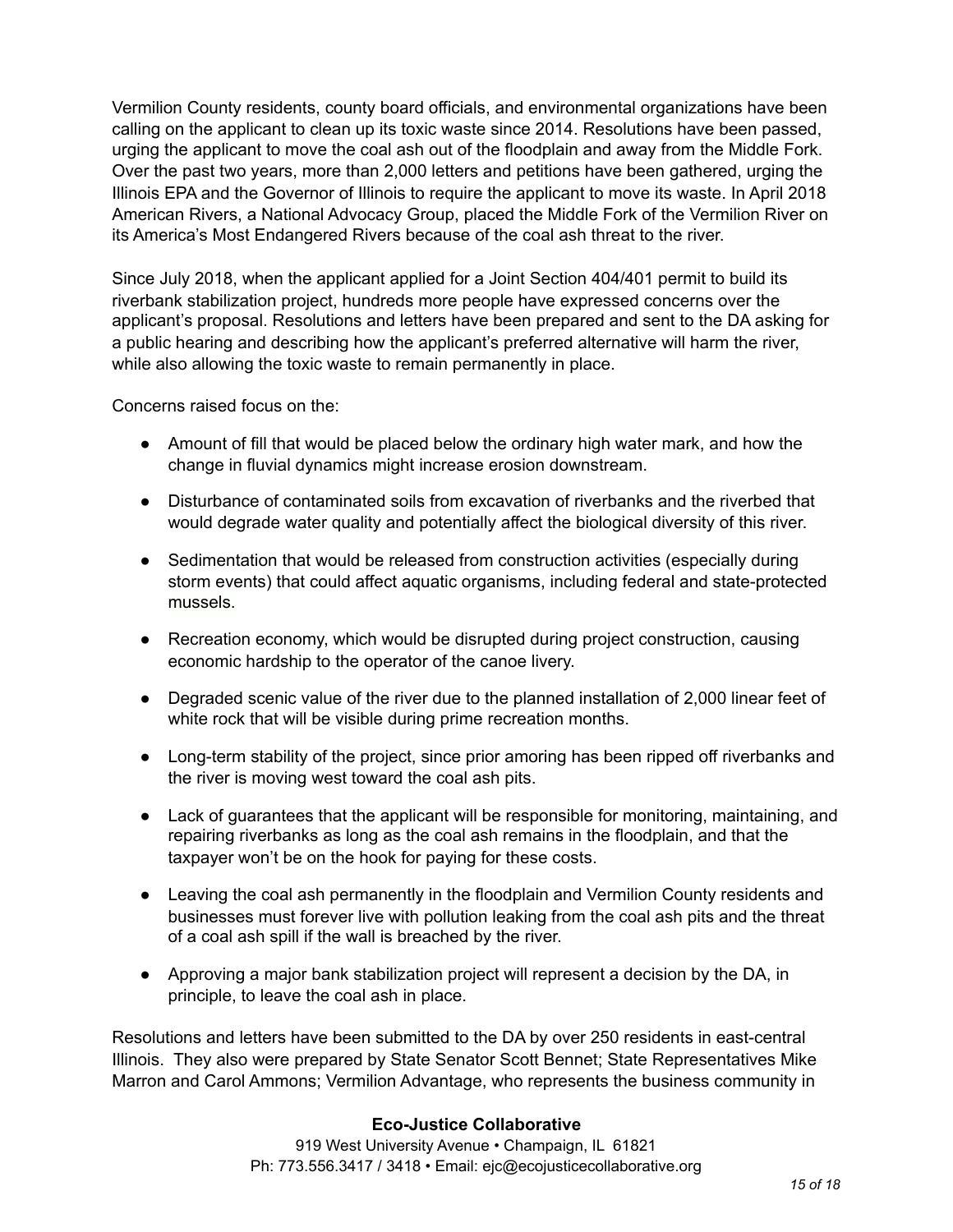Vermilion County residents, county board officials, and environmental organizations have been calling on the applicant to clean up its toxic waste since 2014. Resolutions have been passed, urging the applicant to move the coal ash out of the floodplain and away from the Middle Fork. Over the past two years, more than 2,000 letters and petitions have been gathered, urging the Illinois EPA and the Governor of Illinois to require the applicant to move its waste. In April 2018 American Rivers, a National Advocacy Group, placed the Middle Fork of the Vermilion River on its America's Most Endangered Rivers because of the coal ash threat to the river.

Since July 2018, when the applicant applied for a Joint Section 404/401 permit to build its riverbank stabilization project, hundreds more people have expressed concerns over the applicant's proposal. Resolutions and letters have been prepared and sent to the DA asking for a public hearing and describing how the applicant's preferred alternative will harm the river, while also allowing the toxic waste to remain permanently in place.

Concerns raised focus on the:

- Amount of fill that would be placed below the ordinary high water mark, and how the change in fluvial dynamics might increase erosion downstream.
- Disturbance of contaminated soils from excavation of riverbanks and the riverbed that would degrade water quality and potentially affect the biological diversity of this river.
- Sedimentation that would be released from construction activities (especially during storm events) that could affect aquatic organisms, including federal and state-protected mussels.
- Recreation economy, which would be disrupted during project construction, causing economic hardship to the operator of the canoe livery.
- Degraded scenic value of the river due to the planned installation of 2,000 linear feet of white rock that will be visible during prime recreation months.
- Long-term stability of the project, since prior amoring has been ripped off riverbanks and the river is moving west toward the coal ash pits.
- Lack of guarantees that the applicant will be responsible for monitoring, maintaining, and repairing riverbanks as long as the coal ash remains in the floodplain, and that the taxpayer won't be on the hook for paying for these costs.
- Leaving the coal ash permanently in the floodplain and Vermilion County residents and businesses must forever live with pollution leaking from the coal ash pits and the threat of a coal ash spill if the wall is breached by the river.
- Approving a major bank stabilization project will represent a decision by the DA, in principle, to leave the coal ash in place.

Resolutions and letters have been submitted to the DA by over 250 residents in east-central Illinois. They also were prepared by State Senator Scott Bennet; State Representatives Mike Marron and Carol Ammons; Vermilion Advantage, who represents the business community in

**Eco-Justice Collaborative**
919 West University Avenue • Champaign, IL 61821
Ph: 773.556.3417 / 3418 • Email: ejc@ecojusticecollaborative.org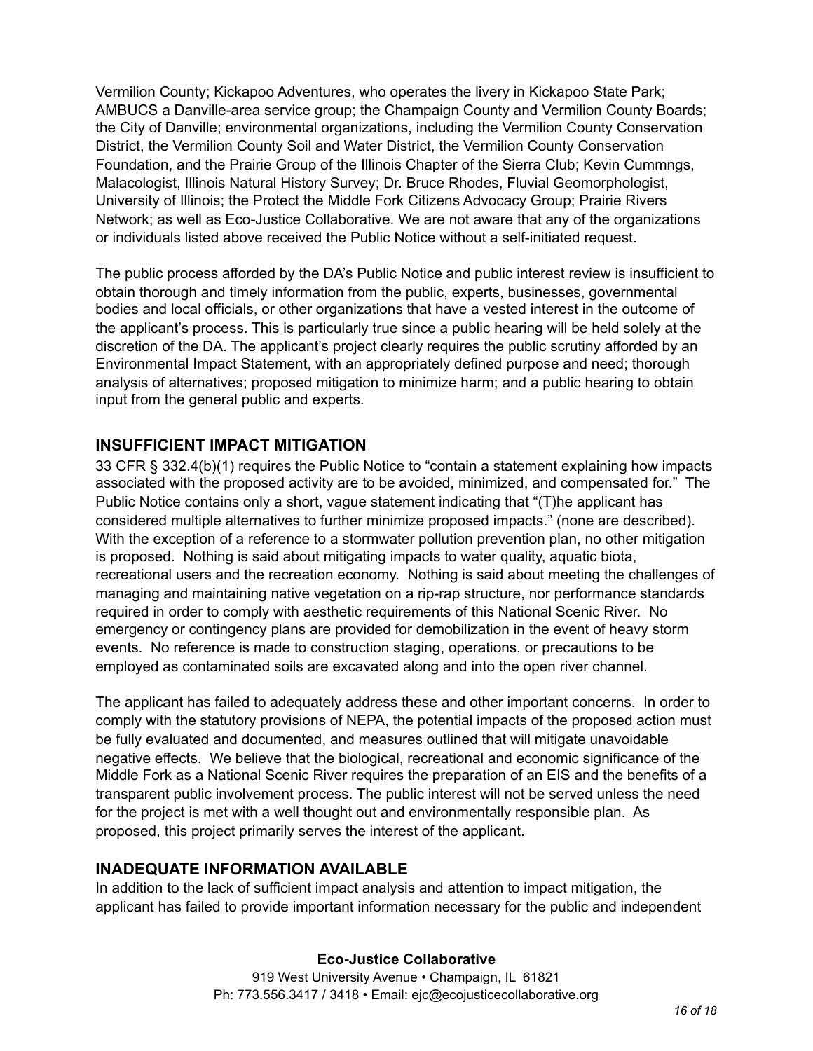Vermilion County; Kickapoo Adventures, who operates the livery in Kickapoo State Park; AMBUCS a Danville-area service group; the Champaign County and Vermilion County Boards; the City of Danville; environmental organizations, including the Vermilion County Conservation District, the Vermilion County Soil and Water District, the Vermilion County Conservation Foundation, and the Prairie Group of the Illinois Chapter of the Sierra Club; Kevin Cummngs, Malacologist, Illinois Natural History Survey; Dr. Bruce Rhodes, Fluvial Geomorphologist, University of Illinois; the Protect the Middle Fork Citizens Advocacy Group; Prairie Rivers Network; as well as Eco-Justice Collaborative. We are not aware that any of the organizations or individuals listed above received the Public Notice without a self-initiated request.

The public process afforded by the DA's Public Notice and public interest review is insufficient to obtain thorough and timely information from the public, experts, businesses, governmental bodies and local officials, or other organizations that have a vested interest in the outcome of the applicant's process. This is particularly true since a public hearing will be held solely at the discretion of the DA. The applicant's project clearly requires the public scrutiny afforded by an Environmental Impact Statement, with an appropriately defined purpose and need; thorough analysis of alternatives; proposed mitigation to minimize harm; and a public hearing to obtain input from the general public and experts.

## INSUFFICIENT IMPACT MITIGATION

33 CFR § 332.4(b)(1) requires the Public Notice to "contain a statement explaining how impacts associated with the proposed activity are to be avoided, minimized, and compensated for." The Public Notice contains only a short, vague statement indicating that "(T)he applicant has considered multiple alternatives to further minimize proposed impacts." (none are described). With the exception of a reference to a stormwater pollution prevention plan, no other mitigation is proposed. Nothing is said about mitigating impacts to water quality, aquatic biota, recreational users and the recreation economy. Nothing is said about meeting the challenges of managing and maintaining native vegetation on a rip-rap structure, nor performance standards required in order to comply with aesthetic requirements of this National Scenic River. No emergency or contingency plans are provided for demobilization in the event of heavy storm events. No reference is made to construction staging, operations, or precautions to be employed as contaminated soils are excavated along and into the open river channel.

The applicant has failed to adequately address these and other important concerns. In order to comply with the statutory provisions of NEPA, the potential impacts of the proposed action must be fully evaluated and documented, and measures outlined that will mitigate unavoidable negative effects. We believe that the biological, recreational and economic significance of the Middle Fork as a National Scenic River requires the preparation of an EIS and the benefits of a transparent public involvement process. The public interest will not be served unless the need for the project is met with a well thought out and environmentally responsible plan. As proposed, this project primarily serves the interest of the applicant.

## INADEQUATE INFORMATION AVAILABLE

In addition to the lack of sufficient impact analysis and attention to impact mitigation, the applicant has failed to provide important information necessary for the public and independent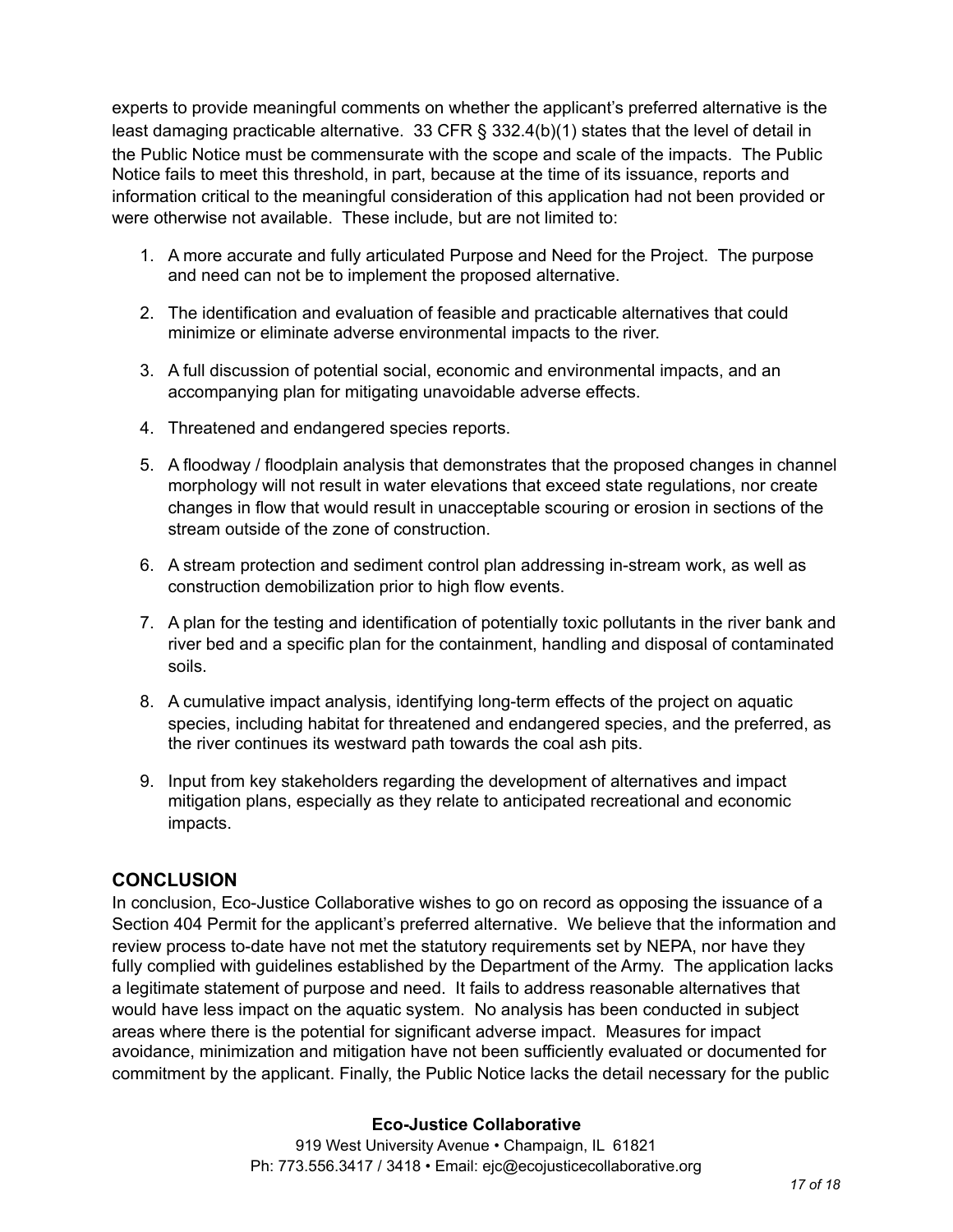experts to provide meaningful comments on whether the applicant's preferred alternative is the least damaging practicable alternative. 33 CFR § 332.4(b)(1) states that the level of detail in the Public Notice must be commensurate with the scope and scale of the impacts. The Public Notice fails to meet this threshold, in part, because at the time of its issuance, reports and information critical to the meaningful consideration of this application had not been provided or were otherwise not available. These include, but are not limited to:

1. A more accurate and fully articulated Purpose and Need for the Project. The purpose and need can not be to implement the proposed alternative.
2. The identification and evaluation of feasible and practicable alternatives that could minimize or eliminate adverse environmental impacts to the river.
3. A full discussion of potential social, economic and environmental impacts, and an accompanying plan for mitigating unavoidable adverse effects.
4. Threatened and endangered species reports.
5. A floodway / floodplain analysis that demonstrates that the proposed changes in channel morphology will not result in water elevations that exceed state regulations, nor create changes in flow that would result in unacceptable scouring or erosion in sections of the stream outside of the zone of construction.
6. A stream protection and sediment control plan addressing in-stream work, as well as construction demobilization prior to high flow events.
7. A plan for the testing and identification of potentially toxic pollutants in the river bank and river bed and a specific plan for the containment, handling and disposal of contaminated soils.
8. A cumulative impact analysis, identifying long-term effects of the project on aquatic species, including habitat for threatened and endangered species, and the preferred, as the river continues its westward path towards the coal ash pits.
9. Input from key stakeholders regarding the development of alternatives and impact mitigation plans, especially as they relate to anticipated recreational and economic impacts.

## CONCLUSION

In conclusion, Eco-Justice Collaborative wishes to go on record as opposing the issuance of a Section 404 Permit for the applicant's preferred alternative. We believe that the information and review process to-date have not met the statutory requirements set by NEPA, nor have they fully complied with guidelines established by the Department of the Army. The application lacks a legitimate statement of purpose and need. It fails to address reasonable alternatives that would have less impact on the aquatic system. No analysis has been conducted in subject areas where there is the potential for significant adverse impact. Measures for impact avoidance, minimization and mitigation have not been sufficiently evaluated or documented for commitment by the applicant. Finally, the Public Notice lacks the detail necessary for the public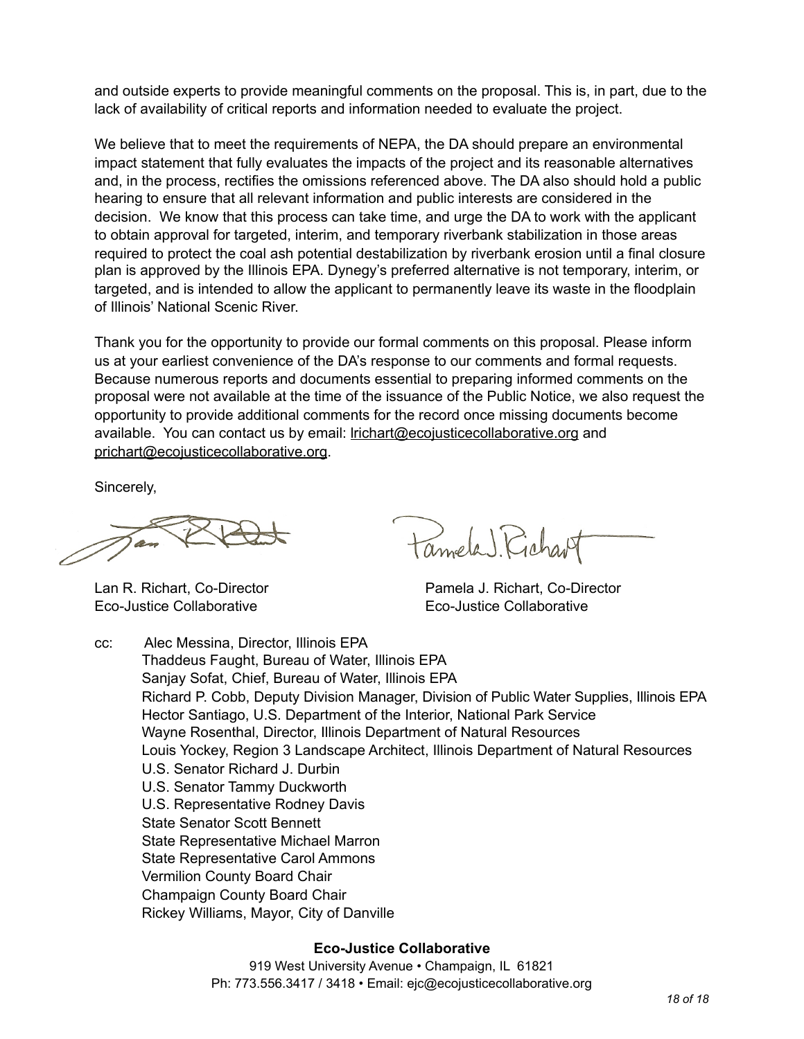and outside experts to provide meaningful comments on the proposal. This is, in part, due to the lack of availability of critical reports and information needed to evaluate the project.

We believe that to meet the requirements of NEPA, the DA should prepare an environmental impact statement that fully evaluates the impacts of the project and its reasonable alternatives and, in the process, rectifies the omissions referenced above. The DA also should hold a public hearing to ensure that all relevant information and public interests are considered in the decision. We know that this process can take time, and urge the DA to work with the applicant to obtain approval for targeted, interim, and temporary riverbank stabilization in those areas required to protect the coal ash potential destabilization by riverbank erosion until a final closure plan is approved by the Illinois EPA. Dynegy's preferred alternative is not temporary, interim, or targeted, and is intended to allow the applicant to permanently leave its waste in the floodplain of Illinois' National Scenic River.

Thank you for the opportunity to provide our formal comments on this proposal. Please inform us at your earliest convenience of the DA's response to our comments and formal requests. Because numerous reports and documents essential to preparing informed comments on the proposal were not available at the time of the issuance of the Public Notice, we also request the opportunity to provide additional comments for the record once missing documents become available. You can contact us by email: lrichart@ecojusticecollaborative.org and prichart@ecojusticecollaborative.org.

Sincerely,

Lan R. Richart, Co-Director
Eco-Justice Collaborative

Pamela J. Richart, Co-Director
Eco-Justice Collaborative

cc: Alec Messina, Director, Illinois EPA
Thaddeus Faught, Bureau of Water, Illinois EPA
Sanjay Sofat, Chief, Bureau of Water, Illinois EPA
Richard P. Cobb, Deputy Division Manager, Division of Public Water Supplies, Illinois EPA
Hector Santiago, U.S. Department of the Interior, National Park Service
Wayne Rosenthal, Director, Illinois Department of Natural Resources
Louis Yockey, Region 3 Landscape Architect, Illinois Department of Natural Resources
U.S. Senator Richard J. Durbin
U.S. Senator Tammy Duckworth
U.S. Representative Rodney Davis
State Senator Scott Bennett
State Representative Michael Marron
State Representative Carol Ammons
Vermilion County Board Chair
Champaign County Board Chair
Rickey Williams, Mayor, City of Danville

**Eco-Justice Collaborative**
919 West University Avenue • Champaign, IL 61821
Ph: 773.556.3417 / 3418 • Email: ejc@ecojusticecollaborative.org